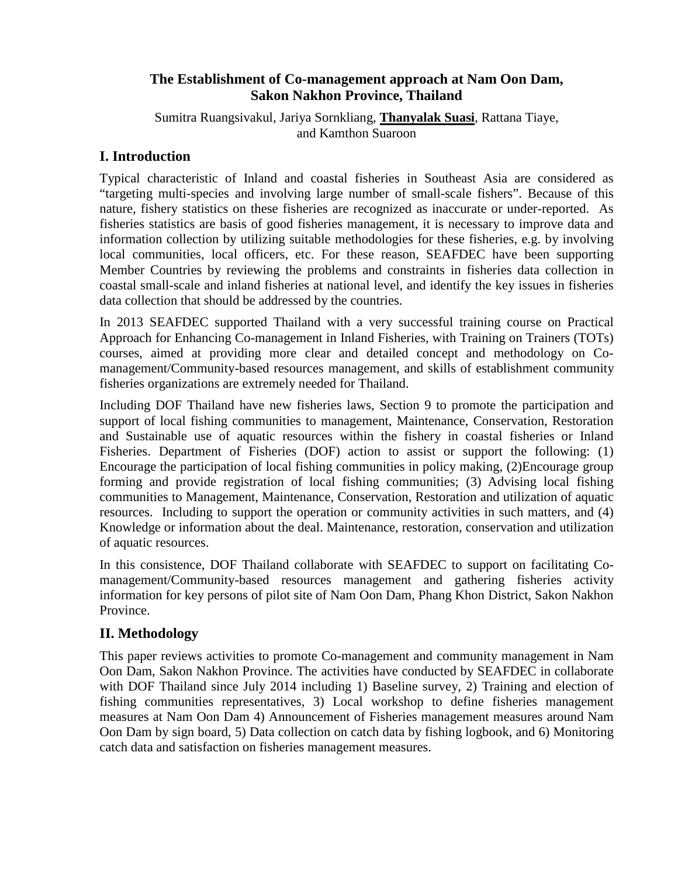# The Establishment of Co-management approach at Nam Oon Dam, Sakon Nakhon Province, Thailand

Sumitra Ruangsivakul, Jariya Sornkliang, **Thanyalak Suasi**, Rattana Tiaye, and Kamthon Suaroon

## I. Introduction

Typical characteristic of Inland and coastal fisheries in Southeast Asia are considered as "targeting multi-species and involving large number of small-scale fishers". Because of this nature, fishery statistics on these fisheries are recognized as inaccurate or under-reported. As fisheries statistics are basis of good fisheries management, it is necessary to improve data and information collection by utilizing suitable methodologies for these fisheries, e.g. by involving local communities, local officers, etc. For these reason, SEAFDEC have been supporting Member Countries by reviewing the problems and constraints in fisheries data collection in coastal small-scale and inland fisheries at national level, and identify the key issues in fisheries data collection that should be addressed by the countries.

In 2013 SEAFDEC supported Thailand with a very successful training course on Practical Approach for Enhancing Co-management in Inland Fisheries, with Training on Trainers (TOTs) courses, aimed at providing more clear and detailed concept and methodology on Co-management/Community-based resources management, and skills of establishment community fisheries organizations are extremely needed for Thailand.

Including DOF Thailand have new fisheries laws, Section 9 to promote the participation and support of local fishing communities to management, Maintenance, Conservation, Restoration and Sustainable use of aquatic resources within the fishery in coastal fisheries or Inland Fisheries. Department of Fisheries (DOF) action to assist or support the following: (1) Encourage the participation of local fishing communities in policy making, (2)Encourage group forming and provide registration of local fishing communities; (3) Advising local fishing communities to Management, Maintenance, Conservation, Restoration and utilization of aquatic resources. Including to support the operation or community activities in such matters, and (4) Knowledge or information about the deal. Maintenance, restoration, conservation and utilization of aquatic resources.

In this consistence, DOF Thailand collaborate with SEAFDEC to support on facilitating Co-management/Community-based resources management and gathering fisheries activity information for key persons of pilot site of Nam Oon Dam, Phang Khon District, Sakon Nakhon Province.

## II. Methodology

This paper reviews activities to promote Co-management and community management in Nam Oon Dam, Sakon Nakhon Province. The activities have conducted by SEAFDEC in collaborate with DOF Thailand since July 2014 including 1) Baseline survey, 2) Training and election of fishing communities representatives, 3) Local workshop to define fisheries management measures at Nam Oon Dam 4) Announcement of Fisheries management measures around Nam Oon Dam by sign board, 5) Data collection on catch data by fishing logbook, and 6) Monitoring catch data and satisfaction on fisheries management measures.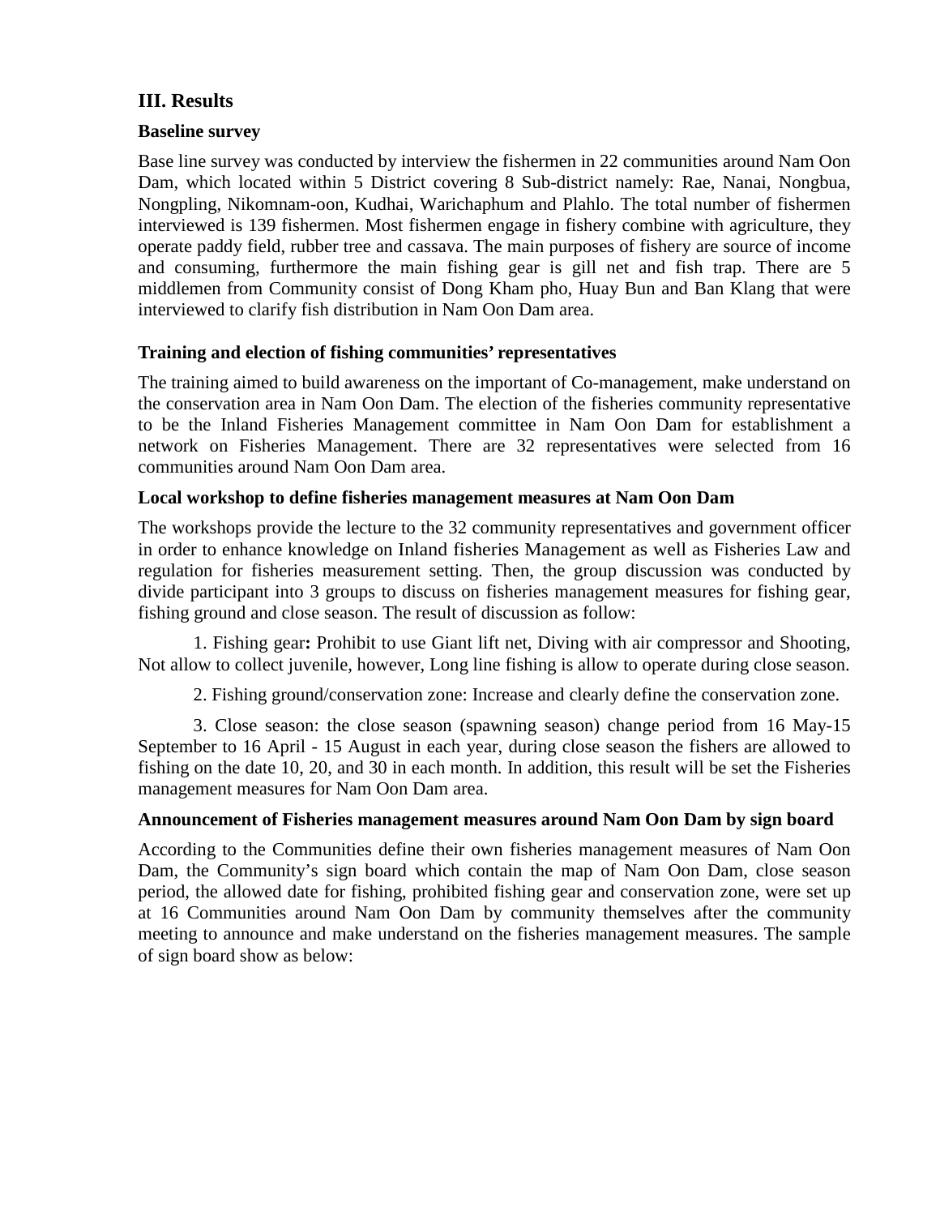## III. Results

### Baseline survey

Base line survey was conducted by interview the fishermen in 22 communities around Nam Oon Dam, which located within 5 District covering 8 Sub-district namely: Rae, Nanai, Nongbua, Nongpling, Nikomnam-oon, Kudhai, Warichaphum and Plahlo. The total number of fishermen interviewed is 139 fishermen. Most fishermen engage in fishery combine with agriculture, they operate paddy field, rubber tree and cassava. The main purposes of fishery are source of income and consuming, furthermore the main fishing gear is gill net and fish trap. There are 5 middlemen from Community consist of Dong Kham pho, Huay Bun and Ban Klang that were interviewed to clarify fish distribution in Nam Oon Dam area.

### Training and election of fishing communities' representatives

The training aimed to build awareness on the important of Co-management, make understand on the conservation area in Nam Oon Dam. The election of the fisheries community representative to be the Inland Fisheries Management committee in Nam Oon Dam for establishment a network on Fisheries Management. There are 32 representatives were selected from 16 communities around Nam Oon Dam area.

### Local workshop to define fisheries management measures at Nam Oon Dam

The workshops provide the lecture to the 32 community representatives and government officer in order to enhance knowledge on Inland fisheries Management as well as Fisheries Law and regulation for fisheries measurement setting. Then, the group discussion was conducted by divide participant into 3 groups to discuss on fisheries management measures for fishing gear, fishing ground and close season. The result of discussion as follow:

1. Fishing gear**:** Prohibit to use Giant lift net, Diving with air compressor and Shooting, Not allow to collect juvenile, however, Long line fishing is allow to operate during close season.

2. Fishing ground/conservation zone: Increase and clearly define the conservation zone.

3. Close season: the close season (spawning season) change period from 16 May-15 September to 16 April - 15 August in each year, during close season the fishers are allowed to fishing on the date 10, 20, and 30 in each month. In addition, this result will be set the Fisheries management measures for Nam Oon Dam area.

### Announcement of Fisheries management measures around Nam Oon Dam by sign board

According to the Communities define their own fisheries management measures of Nam Oon Dam, the Community's sign board which contain the map of Nam Oon Dam, close season period, the allowed date for fishing, prohibited fishing gear and conservation zone, were set up at 16 Communities around Nam Oon Dam by community themselves after the community meeting to announce and make understand on the fisheries management measures. The sample of sign board show as below: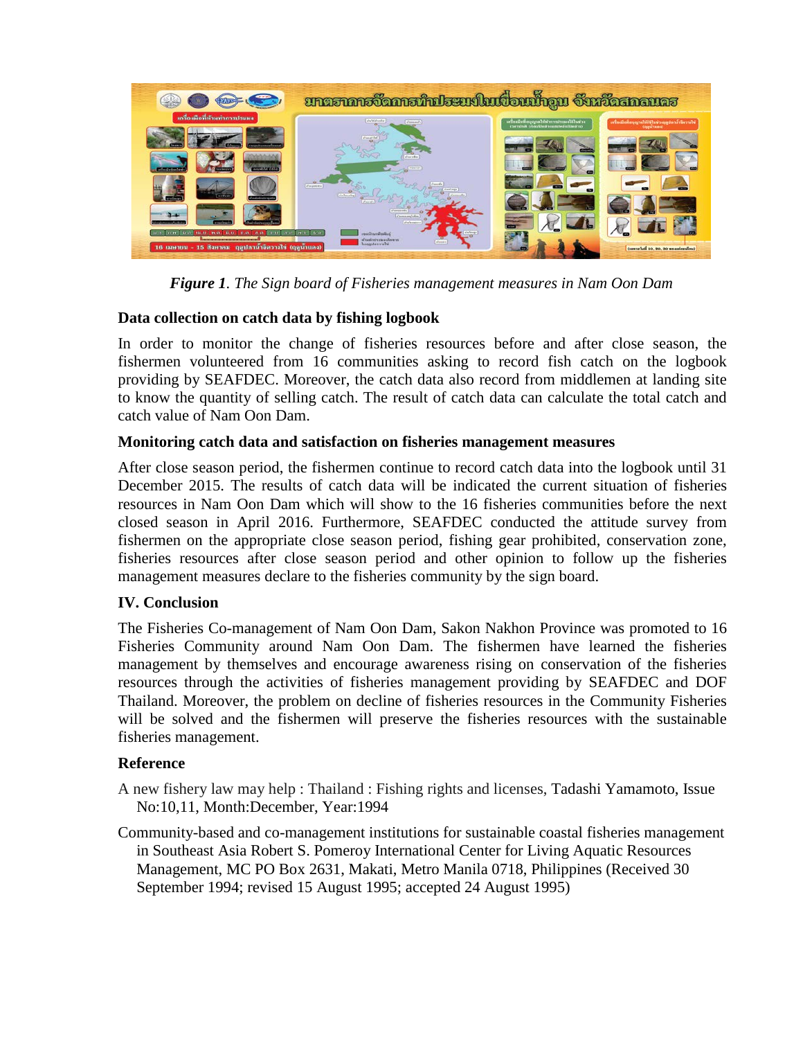*Figure 1*. The Sign board of Fisheries management measures in Nam Oon Dam

### Data collection on catch data by fishing logbook

In order to monitor the change of fisheries resources before and after close season, the fishermen volunteered from 16 communities asking to record fish catch on the logbook providing by SEAFDEC. Moreover, the catch data also record from middlemen at landing site to know the quantity of selling catch. The result of catch data can calculate the total catch and catch value of Nam Oon Dam.

### Monitoring catch data and satisfaction on fisheries management measures

After close season period, the fishermen continue to record catch data into the logbook until 31 December 2015. The results of catch data will be indicated the current situation of fisheries resources in Nam Oon Dam which will show to the 16 fisheries communities before the next closed season in April 2016. Furthermore, SEAFDEC conducted the attitude survey from fishermen on the appropriate close season period, fishing gear prohibited, conservation zone, fisheries resources after close season period and other opinion to follow up the fisheries management measures declare to the fisheries community by the sign board.

## IV. Conclusion

The Fisheries Co-management of Nam Oon Dam, Sakon Nakhon Province was promoted to 16 Fisheries Community around Nam Oon Dam. The fishermen have learned the fisheries management by themselves and encourage awareness rising on conservation of the fisheries resources through the activities of fisheries management providing by SEAFDEC and DOF Thailand. Moreover, the problem on decline of fisheries resources in the Community Fisheries will be solved and the fishermen will preserve the fisheries resources with the sustainable fisheries management.

## Reference

A new fishery law may help : Thailand : Fishing rights and licenses, Tadashi Yamamoto, Issue No:10,11, Month:December, Year:1994

Community-based and co-management institutions for sustainable coastal fisheries management in Southeast Asia Robert S. Pomeroy International Center for Living Aquatic Resources Management, MC PO Box 2631, Makati, Metro Manila 0718, Philippines (Received 30 September 1994; revised 15 August 1995; accepted 24 August 1995)